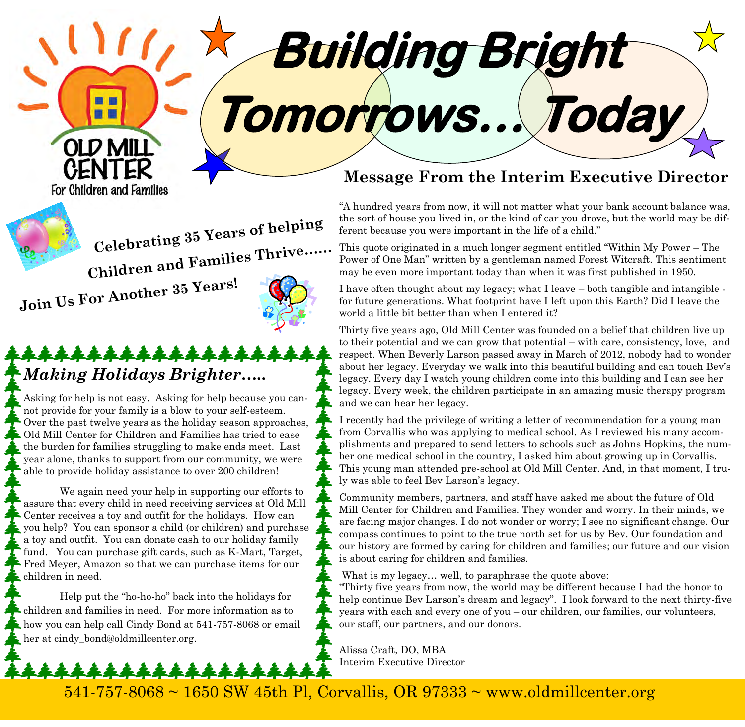# Building Bright Tomorrows… Today

OLD MILL CENTER
For Children and Families

**Celebrating 35 Years of helping Children and Families Thrive……**

**Join Us For Another 35 Years!**

### *Making Holidays Brighter…..*

Asking for help is not easy. Asking for help because you cannot provide for your family is a blow to your self-esteem. Over the past twelve years as the holiday season approaches, Old Mill Center for Children and Families has tried to ease the burden for families struggling to make ends meet. Last year alone, thanks to support from our community, we were able to provide holiday assistance to over 200 children!

We again need your help in supporting our efforts to assure that every child in need receiving services at Old Mill Center receives a toy and outfit for the holidays. How can you help? You can sponsor a child (or children) and purchase a toy and outfit. You can donate cash to our holiday family fund. You can purchase gift cards, such as K-Mart, Target, Fred Meyer, Amazon so that we can purchase items for our children in need.

Help put the "ho-ho-ho" back into the holidays for children and families in need. For more information as to how you can help call Cindy Bond at 541-757-8068 or email her at cindy_bond@oldmillcenter.org.

## Message From the Interim Executive Director

"A hundred years from now, it will not matter what your bank account balance was, the sort of house you lived in, or the kind of car you drove, but the world may be different because you were important in the life of a child."

This quote originated in a much longer segment entitled "Within My Power – The Power of One Man" written by a gentleman named Forest Witcraft. This sentiment may be even more important today than when it was first published in 1950.

I have often thought about my legacy; what I leave – both tangible and intangible - for future generations. What footprint have I left upon this Earth? Did I leave the world a little bit better than when I entered it?

Thirty five years ago, Old Mill Center was founded on a belief that children live up to their potential and we can grow that potential – with care, consistency, love, and respect. When Beverly Larson passed away in March of 2012, nobody had to wonder about her legacy. Everyday we walk into this beautiful building and can touch Bev's legacy. Every day I watch young children come into this building and I can see her legacy. Every week, the children participate in an amazing music therapy program and we can hear her legacy.

I recently had the privilege of writing a letter of recommendation for a young man from Corvallis who was applying to medical school. As I reviewed his many accomplishments and prepared to send letters to schools such as Johns Hopkins, the number one medical school in the country, I asked him about growing up in Corvallis. This young man attended pre-school at Old Mill Center. And, in that moment, I truly was able to feel Bev Larson's legacy.

Community members, partners, and staff have asked me about the future of Old Mill Center for Children and Families. They wonder and worry. In their minds, we are facing major changes. I do not wonder or worry; I see no significant change. Our compass continues to point to the true north set for us by Bev. Our foundation and our history are formed by caring for children and families; our future and our vision is about caring for children and families.

What is my legacy… well, to paraphrase the quote above:
"Thirty five years from now, the world may be different because I had the honor to help continue Bev Larson's dream and legacy". I look forward to the next thirty-five years with each and every one of you – our children, our families, our volunteers, our staff, our partners, and our donors.

Alissa Craft, DO, MBA
Interim Executive Director

541-757-8068 ~ 1650 SW 45th Pl, Corvallis, OR 97333 ~ www.oldmillcenter.org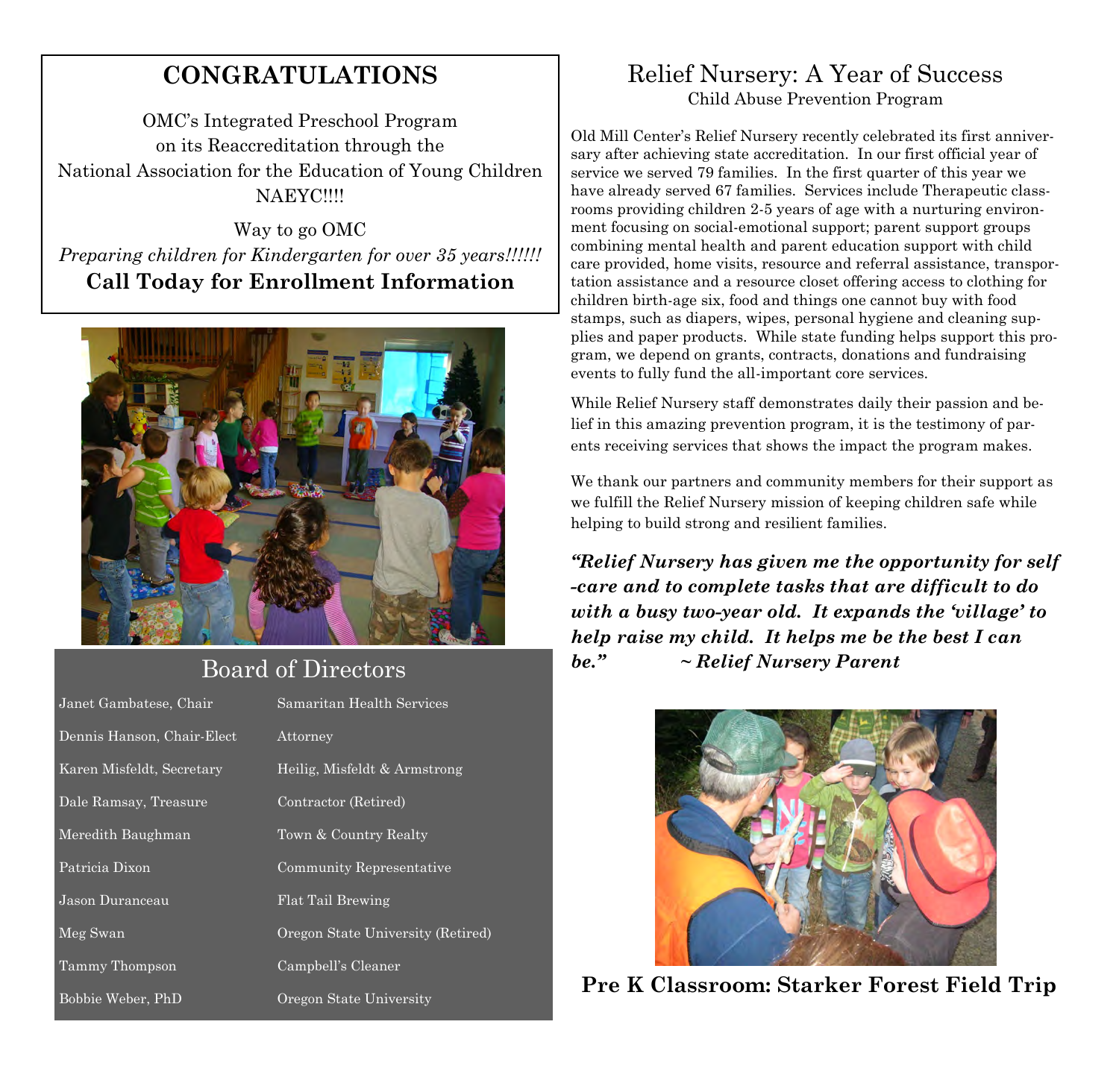## CONGRATULATIONS

OMC's Integrated Preschool Program
on its Reaccreditation through the
National Association for the Education of Young Children
NAEYC!!!!

Way to go OMC

*Preparing children for Kindergarten for over 35 years!!!!!!*

**Call Today for Enrollment Information**

## Board of Directors

| | |
|---|---|
| Janet Gambatese, Chair | Samaritan Health Services |
| Dennis Hanson, Chair-Elect | Attorney |
| Karen Misfeldt, Secretary | Heilig, Misfeldt & Armstrong |
| Dale Ramsay, Treasure | Contractor (Retired) |
| Meredith Baughman | Town & Country Realty |
| Patricia Dixon | Community Representative |
| Jason Duranceau | Flat Tail Brewing |
| Meg Swan | Oregon State University (Retired) |
| Tammy Thompson | Campbell's Cleaner |
| Bobbie Weber, PhD | Oregon State University |

## Relief Nursery: A Year of Success

Child Abuse Prevention Program

Old Mill Center's Relief Nursery recently celebrated its first anniversary after achieving state accreditation. In our first official year of service we served 79 families. In the first quarter of this year we have already served 67 families. Services include Therapeutic classrooms providing children 2-5 years of age with a nurturing environment focusing on social-emotional support; parent support groups combining mental health and parent education support with child care provided, home visits, resource and referral assistance, transportation assistance and a resource closet offering access to clothing for children birth-age six, food and things one cannot buy with food stamps, such as diapers, wipes, personal hygiene and cleaning supplies and paper products. While state funding helps support this program, we depend on grants, contracts, donations and fundraising events to fully fund the all-important core services.

While Relief Nursery staff demonstrates daily their passion and belief in this amazing prevention program, it is the testimony of parents receiving services that shows the impact the program makes.

We thank our partners and community members for their support as we fulfill the Relief Nursery mission of keeping children safe while helping to build strong and resilient families.

***"Relief Nursery has given me the opportunity for self-care and to complete tasks that are difficult to do with a busy two-year old. It expands the 'village' to help raise my child. It helps me be the best I can be." ~ Relief Nursery Parent***

**Pre K Classroom: Starker Forest Field Trip**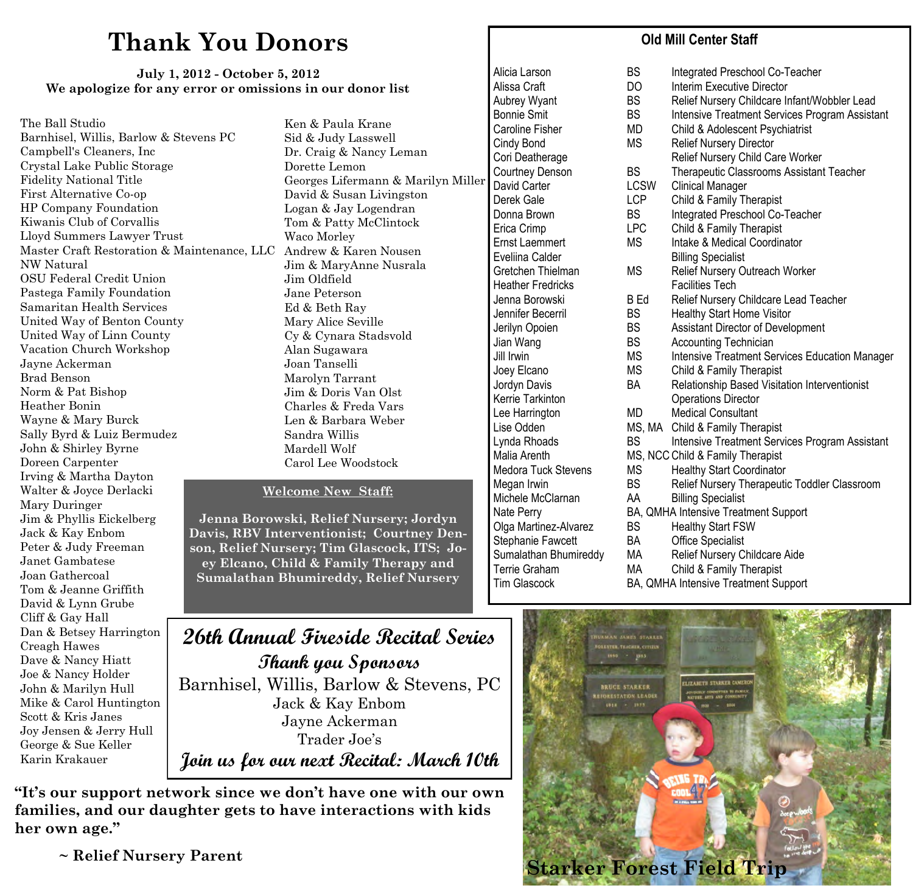# Thank You Donors

**July 1, 2012 - October 5, 2012**
**We apologize for any error or omissions in our donor list**

The Ball Studio
Barnhisel, Willis, Barlow & Stevens PC
Campbell's Cleaners, Inc
Crystal Lake Public Storage
Fidelity National Title
First Alternative Co-op
HP Company Foundation
Kiwanis Club of Corvallis
Lloyd Summers Lawyer Trust
Master Craft Restoration & Maintenance, LLC
NW Natural
OSU Federal Credit Union
Pastega Family Foundation
Samaritan Health Services
United Way of Benton County
United Way of Linn County
Vacation Church Workshop
Jayne Ackerman
Brad Benson
Norm & Pat Bishop
Heather Bonin
Wayne & Mary Burck
Sally Byrd & Luiz Bermudez
John & Shirley Byrne
Doreen Carpenter
Irving & Martha Dayton
Walter & Joyce Derlacki
Mary Duringer
Jim & Phyllis Eickelberg
Jack & Kay Enbom
Peter & Judy Freeman
Janet Gambatese
Joan Gathercoal
Tom & Jeanne Griffith
David & Lynn Grube
Cliff & Gay Hall
Dan & Betsey Harrington
Creagh Hawes
Dave & Nancy Hiatt
Joe & Nancy Holder
John & Marilyn Hull
Mike & Carol Huntington
Scott & Kris Janes
Joy Jensen & Jerry Hull
George & Sue Keller
Karin Krakauer
Ken & Paula Krane
Sid & Judy Lasswell
Dr. Craig & Nancy Leman
Dorette Lemon
Georges Lifermann & Marilyn Miller
David & Susan Livingston
Logan & Jay Logendran
Tom & Patty McClintock
Waco Morley
Andrew & Karen Nousen
Jim & MaryAnne Nusrala
Jim Oldfield
Jane Peterson
Ed & Beth Ray
Mary Alice Seville
Cy & Cynara Stadsvold
Alan Sugawara
Joan Tanselli
Marolyn Tarrant
Jim & Doris Van Olst
Charles & Freda Vars
Len & Barbara Weber
Sandra Willis
Mardell Wolf
Carol Lee Woodstock

**Welcome New Staff:**

**Jenna Borowski, Relief Nursery; Jordyn Davis, RBV Interventionist; Courtney Denson, Relief Nursery; Tim Glascock, ITS; Joey Elcano, Child & Family Therapy and Sumalathan Bhumireddy, Relief Nursery**

## 26th Annual Fireside Recital Series

**Thank you Sponsors**

Barnhisel, Willis, Barlow & Stevens, PC
Jack & Kay Enbom
Jayne Ackerman
Trader Joe's

**Join us for our next Recital: March 10th**

**"It's our support network since we don't have one with our own families, and our daughter gets to have interactions with kids her own age."**

**~ Relief Nursery Parent**

## Old Mill Center Staff

| Name | Degree | Position |
|---|---|---|
| Alicia Larson | BS | Integrated Preschool Co-Teacher |
| Alissa Craft | DO | Interim Executive Director |
| Aubrey Wyant | BS | Relief Nursery Childcare Infant/Wobbler Lead |
| Bonnie Smit | BS | Intensive Treatment Services Program Assistant |
| Caroline Fisher | MD | Child & Adolescent Psychiatrist |
| Cindy Bond | MS | Relief Nursery Director |
| Cori Deatherage | | Relief Nursery Child Care Worker |
| Courtney Denson | BS | Therapeutic Classrooms Assistant Teacher |
| David Carter | LCSW | Clinical Manager |
| Derek Gale | LCP | Child & Family Therapist |
| Donna Brown | BS | Integrated Preschool Co-Teacher |
| Erica Crimp | LPC | Child & Family Therapist |
| Ernst Laemmert | MS | Intake & Medical Coordinator |
| Eveliina Calder | | Billing Specialist |
| Gretchen Thielman | MS | Relief Nursery Outreach Worker |
| Heather Fredricks | | Facilities Tech |
| Jenna Borowski | B Ed | Relief Nursery Childcare Lead Teacher |
| Jennifer Becerril | BS | Healthy Start Home Visitor |
| Jerilyn Opoien | BS | Assistant Director of Development |
| Jian Wang | BS | Accounting Technician |
| Jill Irwin | MS | Intensive Treatment Services Education Manager |
| Joey Elcano | MS | Child & Family Therapist |
| Jordyn Davis | BA | Relationship Based Visitation Interventionist |
| Kerrie Tarkinton | | Operations Director |
| Lee Harrington | MD | Medical Consultant |
| Lise Odden | MS, MA | Child & Family Therapist |
| Lynda Rhoads | BS | Intensive Treatment Services Program Assistant |
| Malia Arenth | MS, NCC | Child & Family Therapist |
| Medora Tuck Stevens | MS | Healthy Start Coordinator |
| Megan Irwin | BS | Relief Nursery Therapeutic Toddler Classroom |
| Michele McClarnan | AA | Billing Specialist |
| Nate Perry | BA, QMHA | Intensive Treatment Support |
| Olga Martinez-Alvarez | BS | Healthy Start FSW |
| Stephanie Fawcett | BA | Office Specialist |
| Sumalathan Bhumireddy | MA | Relief Nursery Childcare Aide |
| Terrie Graham | MA | Child & Family Therapist |
| Tim Glascock | BA, QMHA | Intensive Treatment Support |

Starker Forest Field Trip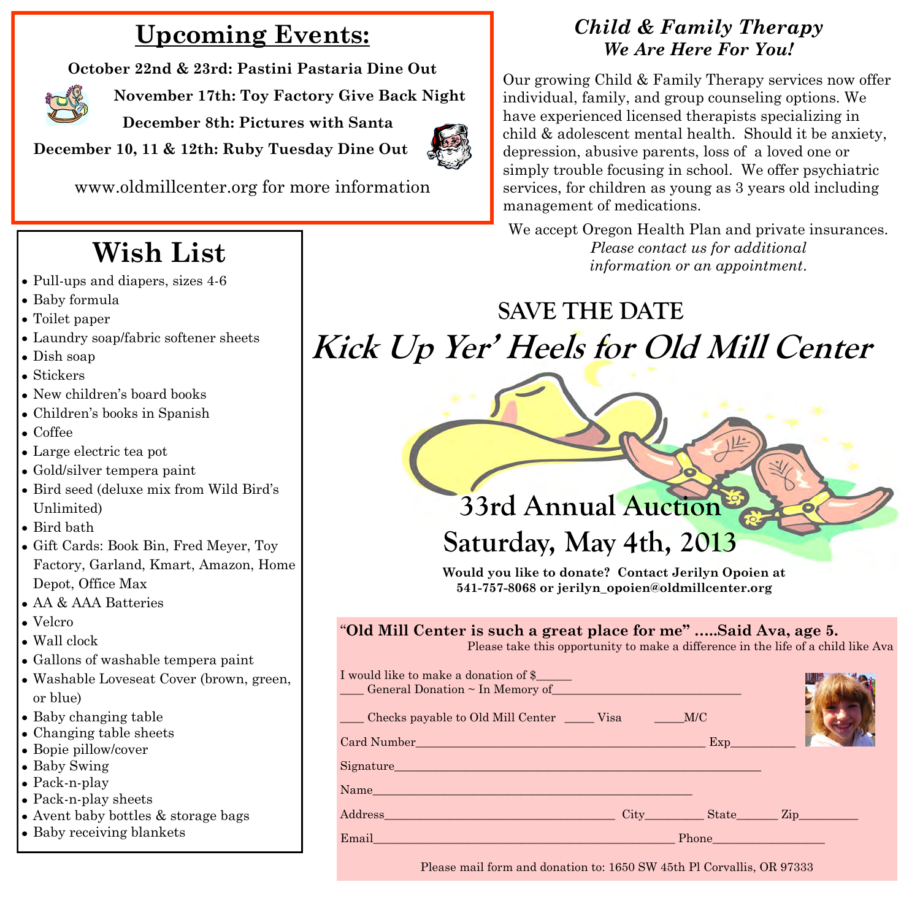## Upcoming Events:

**October 22nd & 23rd: Pastini Pastaria Dine Out**

**November 17th: Toy Factory Give Back Night**

**December 8th: Pictures with Santa**

**December 10, 11 & 12th: Ruby Tuesday Dine Out**

www.oldmillcenter.org for more information

## Wish List

- Pull-ups and diapers, sizes 4-6
- Baby formula
- Toilet paper
- Laundry soap/fabric softener sheets
- Dish soap
- Stickers
- New children's board books
- Children's books in Spanish
- Coffee
- Large electric tea pot
- Gold/silver tempera paint
- Bird seed (deluxe mix from Wild Bird's Unlimited)
- Bird bath
- Gift Cards: Book Bin, Fred Meyer, Toy Factory, Garland, Kmart, Amazon, Home Depot, Office Max
- AA & AAA Batteries
- Velcro
- Wall clock
- Gallons of washable tempera paint
- Washable Loveseat Cover (brown, green, or blue)
- Baby changing table
- Changing table sheets
- Bopie pillow/cover
- Baby Swing
- Pack-n-play
- Pack-n-play sheets
- Avent baby bottles & storage bags
- Baby receiving blankets

## *Child & Family Therapy*
### *We Are Here For You!*

Our growing Child & Family Therapy services now offer individual, family, and group counseling options. We have experienced licensed therapists specializing in child & adolescent mental health. Should it be anxiety, depression, abusive parents, loss of a loved one or simply trouble focusing in school. We offer psychiatric services, for children as young as 3 years old including management of medications.

We accept Oregon Health Plan and private insurances.
*Please contact us for additional information or an appointment.*

## SAVE THE DATE
# *Kick Up Yer' Heels for Old Mill Center*

## 33rd Annual Auction
## Saturday, May 4th, 2013

**Would you like to donate? Contact Jerilyn Opoien at 541-757-8068 or jerilyn_opoien@oldmillcenter.org**

**"Old Mill Center is such a great place for me" .....Said Ava, age 5.**
Please take this opportunity to make a difference in the life of a child like Ava

I would like to make a donation of $______
____ General Donation ~ In Memory of________________________________

____ Checks payable to Old Mill Center _____ Visa _____M/C

Card Number__________________________________________________ Exp__________

Signature______________________________________________________________

Name____________________________________________________

Address_______________________________________ City_________ State______ Zip_________

Email___________________________________________________ Phone__________________

Please mail form and donation to: 1650 SW 45th Pl Corvallis, OR 97333